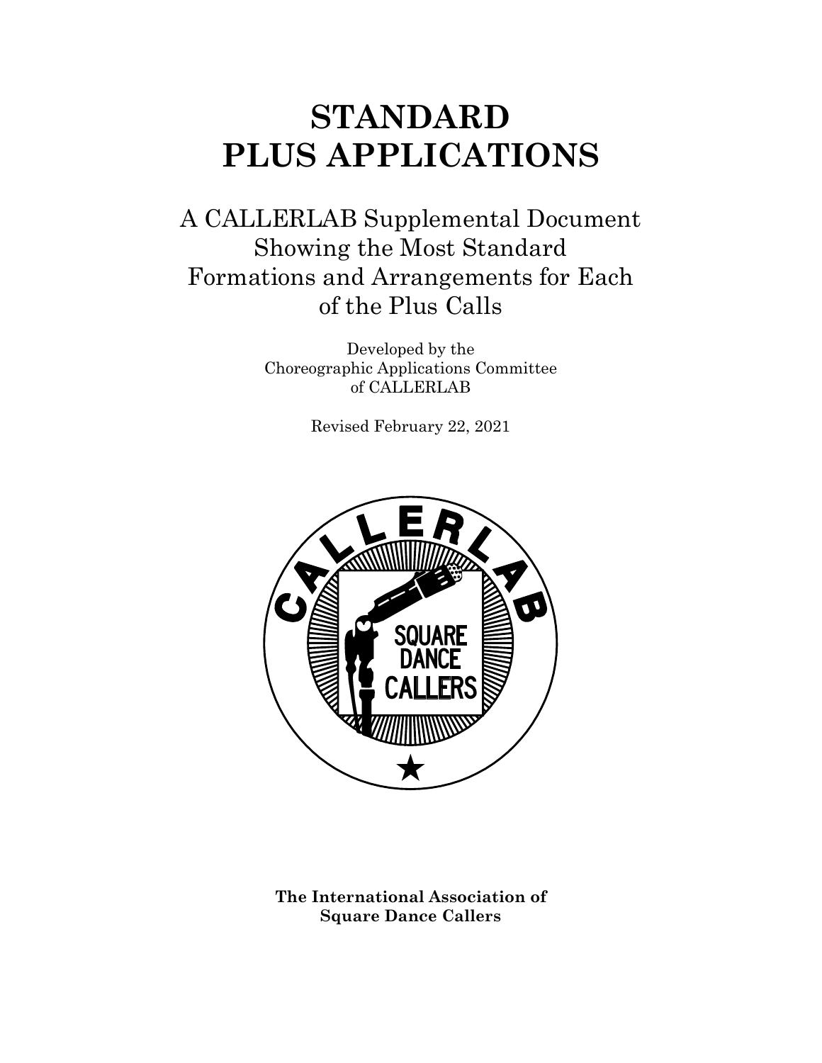# STANDARD PLUS APPLICATIONS

## A CALLERLAB Supplemental Document Showing the Most Standard Formations and Arrangements for Each of the Plus Calls

Developed by the
Choreographic Applications Committee
of CALLERLAB

Revised February 22, 2021

**The International Association of Square Dance Callers**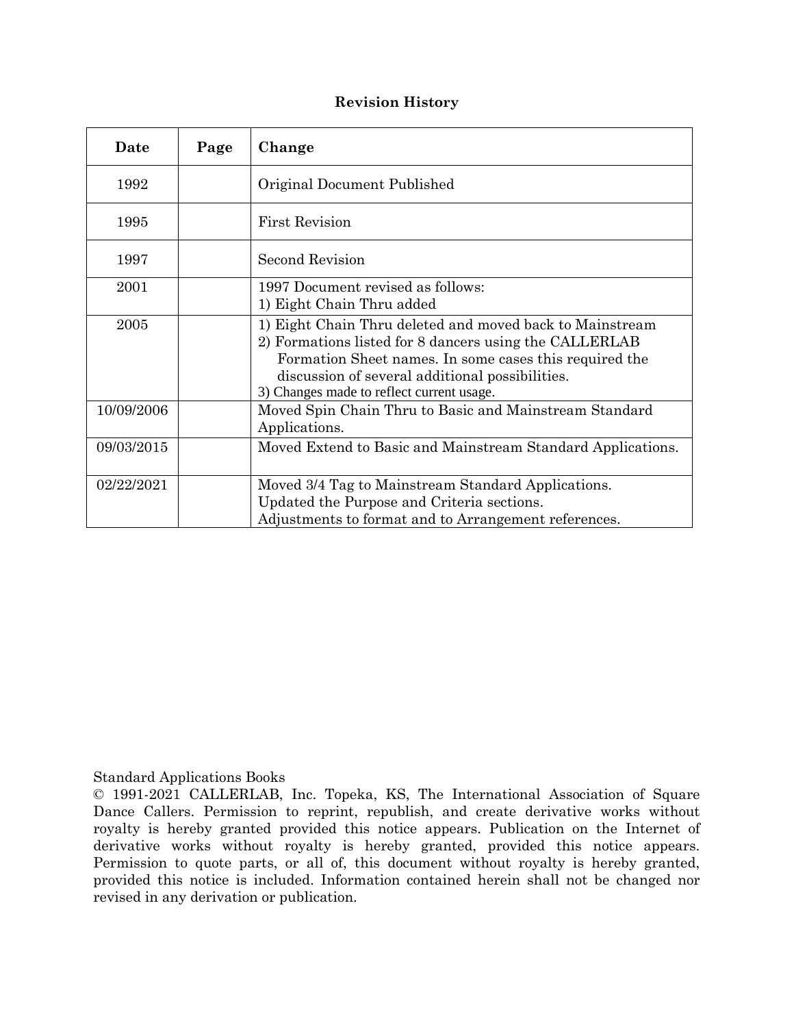## Revision History

| Date | Page | Change |
|---|---|---|
| 1992 | | Original Document Published |
| 1995 | | First Revision |
| 1997 | | Second Revision |
| 2001 | | 1997 Document revised as follows:<br>1) Eight Chain Thru added |
| 2005 | | 1) Eight Chain Thru deleted and moved back to Mainstream<br>2) Formations listed for 8 dancers using the CALLERLAB Formation Sheet names. In some cases this required the discussion of several additional possibilities.<br>3) Changes made to reflect current usage. |
| 10/09/2006 | | Moved Spin Chain Thru to Basic and Mainstream Standard Applications. |
| 09/03/2015 | | Moved Extend to Basic and Mainstream Standard Applications. |
| 02/22/2021 | | Moved 3/4 Tag to Mainstream Standard Applications.<br>Updated the Purpose and Criteria sections.<br>Adjustments to format and to Arrangement references. |

Standard Applications Books
© 1991-2021 CALLERLAB, Inc. Topeka, KS, The International Association of Square Dance Callers. Permission to reprint, republish, and create derivative works without royalty is hereby granted provided this notice appears. Publication on the Internet of derivative works without royalty is hereby granted, provided this notice appears. Permission to quote parts, or all of, this document without royalty is hereby granted, provided this notice is included. Information contained herein shall not be changed nor revised in any derivation or publication.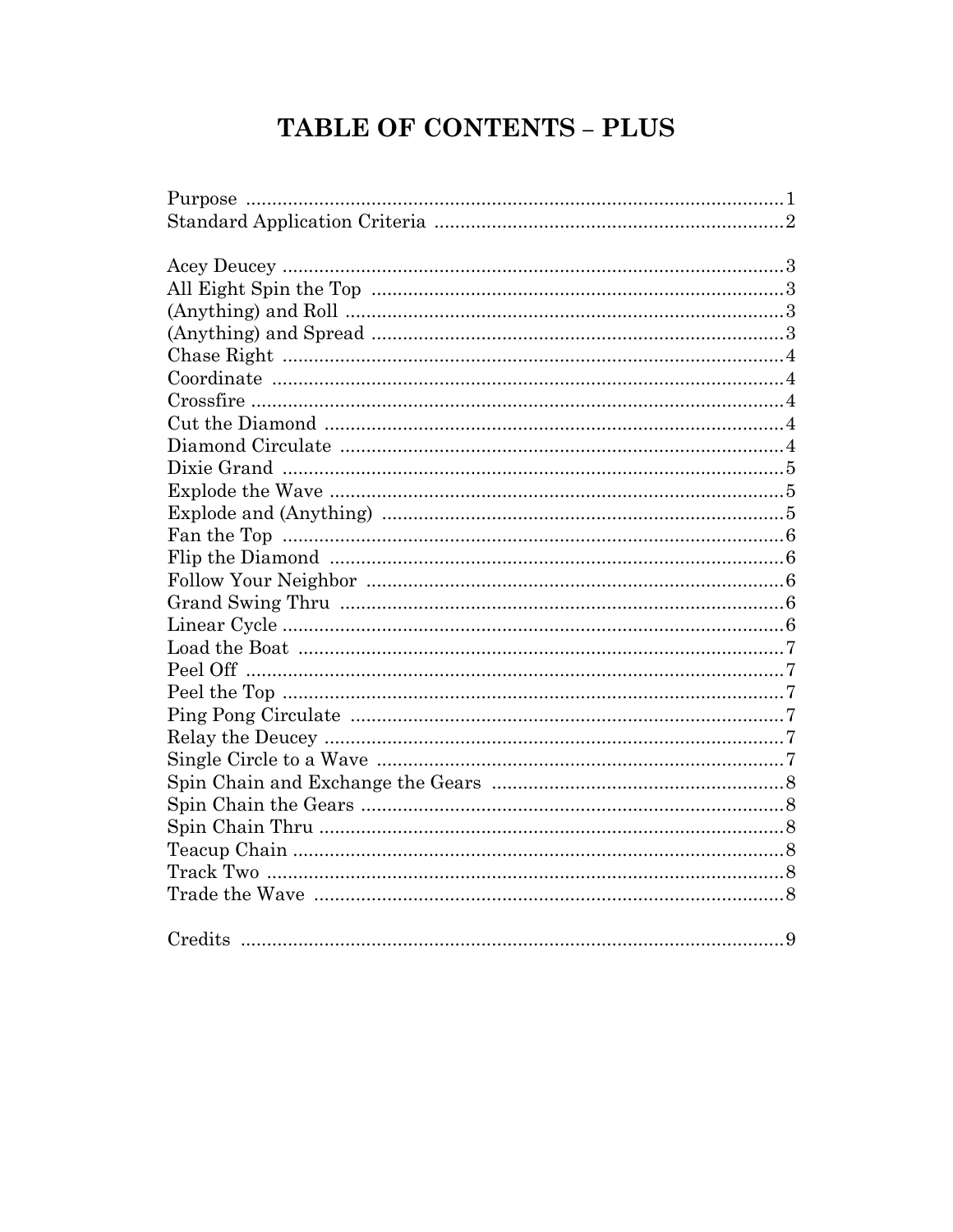# TABLE OF CONTENTS – PLUS

| | |
|---|---|
| Purpose | 1 |
| Standard Application Criteria | 2 |
| | |
| Acey Deucey | 3 |
| All Eight Spin the Top | 3 |
| (Anything) and Roll | 3 |
| (Anything) and Spread | 3 |
| Chase Right | 4 |
| Coordinate | 4 |
| Crossfire | 4 |
| Cut the Diamond | 4 |
| Diamond Circulate | 4 |
| Dixie Grand | 5 |
| Explode the Wave | 5 |
| Explode and (Anything) | 5 |
| Fan the Top | 6 |
| Flip the Diamond | 6 |
| Follow Your Neighbor | 6 |
| Grand Swing Thru | 6 |
| Linear Cycle | 6 |
| Load the Boat | 7 |
| Peel Off | 7 |
| Peel the Top | 7 |
| Ping Pong Circulate | 7 |
| Relay the Deucey | 7 |
| Single Circle to a Wave | 7 |
| Spin Chain and Exchange the Gears | 8 |
| Spin Chain the Gears | 8 |
| Spin Chain Thru | 8 |
| Teacup Chain | 8 |
| Track Two | 8 |
| Trade the Wave | 8 |
| | |
| Credits | 9 |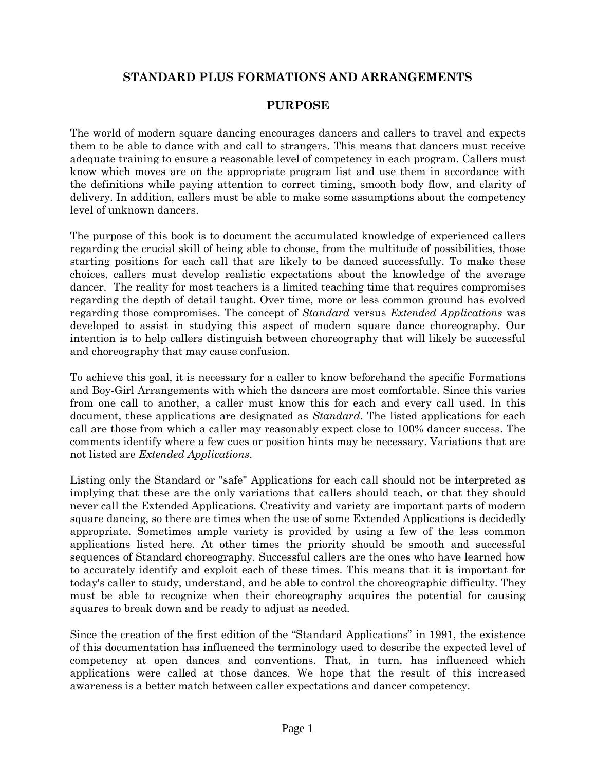## STANDARD PLUS FORMATIONS AND ARRANGEMENTS

## PURPOSE

The world of modern square dancing encourages dancers and callers to travel and expects them to be able to dance with and call to strangers. This means that dancers must receive adequate training to ensure a reasonable level of competency in each program. Callers must know which moves are on the appropriate program list and use them in accordance with the definitions while paying attention to correct timing, smooth body flow, and clarity of delivery. In addition, callers must be able to make some assumptions about the competency level of unknown dancers.

The purpose of this book is to document the accumulated knowledge of experienced callers regarding the crucial skill of being able to choose, from the multitude of possibilities, those starting positions for each call that are likely to be danced successfully. To make these choices, callers must develop realistic expectations about the knowledge of the average dancer. The reality for most teachers is a limited teaching time that requires compromises regarding the depth of detail taught. Over time, more or less common ground has evolved regarding those compromises. The concept of *Standard* versus *Extended Applications* was developed to assist in studying this aspect of modern square dance choreography. Our intention is to help callers distinguish between choreography that will likely be successful and choreography that may cause confusion.

To achieve this goal, it is necessary for a caller to know beforehand the specific Formations and Boy-Girl Arrangements with which the dancers are most comfortable. Since this varies from one call to another, a caller must know this for each and every call used. In this document, these applications are designated as *Standard*. The listed applications for each call are those from which a caller may reasonably expect close to 100% dancer success. The comments identify where a few cues or position hints may be necessary. Variations that are not listed are *Extended Applications*.

Listing only the Standard or "safe" Applications for each call should not be interpreted as implying that these are the only variations that callers should teach, or that they should never call the Extended Applications. Creativity and variety are important parts of modern square dancing, so there are times when the use of some Extended Applications is decidedly appropriate. Sometimes ample variety is provided by using a few of the less common applications listed here. At other times the priority should be smooth and successful sequences of Standard choreography. Successful callers are the ones who have learned how to accurately identify and exploit each of these times. This means that it is important for today's caller to study, understand, and be able to control the choreographic difficulty. They must be able to recognize when their choreography acquires the potential for causing squares to break down and be ready to adjust as needed.

Since the creation of the first edition of the "Standard Applications" in 1991, the existence of this documentation has influenced the terminology used to describe the expected level of competency at open dances and conventions. That, in turn, has influenced which applications were called at those dances. We hope that the result of this increased awareness is a better match between caller expectations and dancer competency.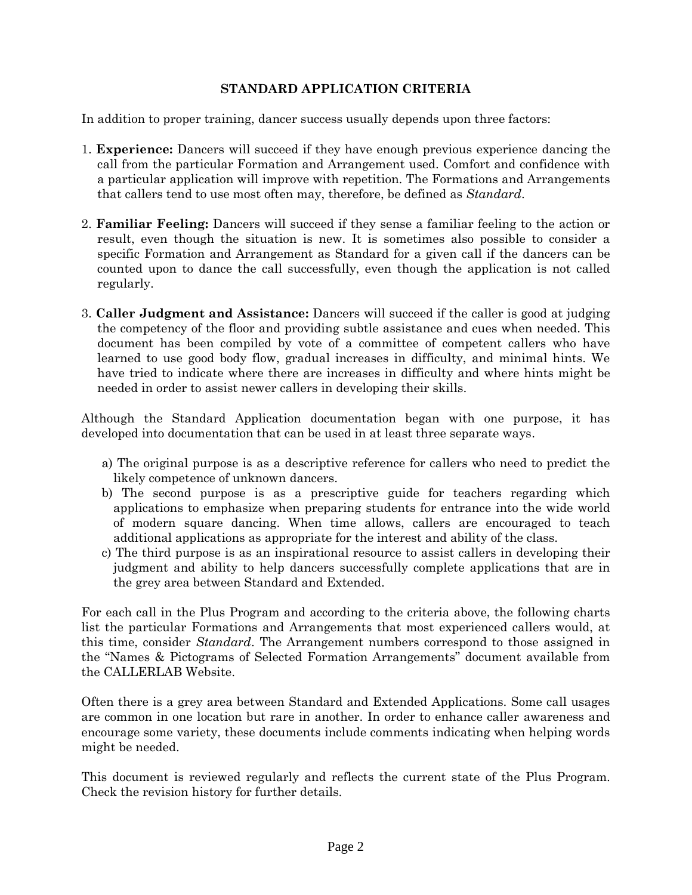## STANDARD APPLICATION CRITERIA

In addition to proper training, dancer success usually depends upon three factors:

1. **Experience:** Dancers will succeed if they have enough previous experience dancing the call from the particular Formation and Arrangement used. Comfort and confidence with a particular application will improve with repetition. The Formations and Arrangements that callers tend to use most often may, therefore, be defined as *Standard*.

2. **Familiar Feeling:** Dancers will succeed if they sense a familiar feeling to the action or result, even though the situation is new. It is sometimes also possible to consider a specific Formation and Arrangement as Standard for a given call if the dancers can be counted upon to dance the call successfully, even though the application is not called regularly.

3. **Caller Judgment and Assistance:** Dancers will succeed if the caller is good at judging the competency of the floor and providing subtle assistance and cues when needed. This document has been compiled by vote of a committee of competent callers who have learned to use good body flow, gradual increases in difficulty, and minimal hints. We have tried to indicate where there are increases in difficulty and where hints might be needed in order to assist newer callers in developing their skills.

Although the Standard Application documentation began with one purpose, it has developed into documentation that can be used in at least three separate ways.

a) The original purpose is as a descriptive reference for callers who need to predict the likely competence of unknown dancers.
b) The second purpose is as a prescriptive guide for teachers regarding which applications to emphasize when preparing students for entrance into the wide world of modern square dancing. When time allows, callers are encouraged to teach additional applications as appropriate for the interest and ability of the class.
c) The third purpose is as an inspirational resource to assist callers in developing their judgment and ability to help dancers successfully complete applications that are in the grey area between Standard and Extended.

For each call in the Plus Program and according to the criteria above, the following charts list the particular Formations and Arrangements that most experienced callers would, at this time, consider *Standard*. The Arrangement numbers correspond to those assigned in the "Names & Pictograms of Selected Formation Arrangements" document available from the CALLERLAB Website.

Often there is a grey area between Standard and Extended Applications. Some call usages are common in one location but rare in another. In order to enhance caller awareness and encourage some variety, these documents include comments indicating when helping words might be needed.

This document is reviewed regularly and reflects the current state of the Plus Program. Check the revision history for further details.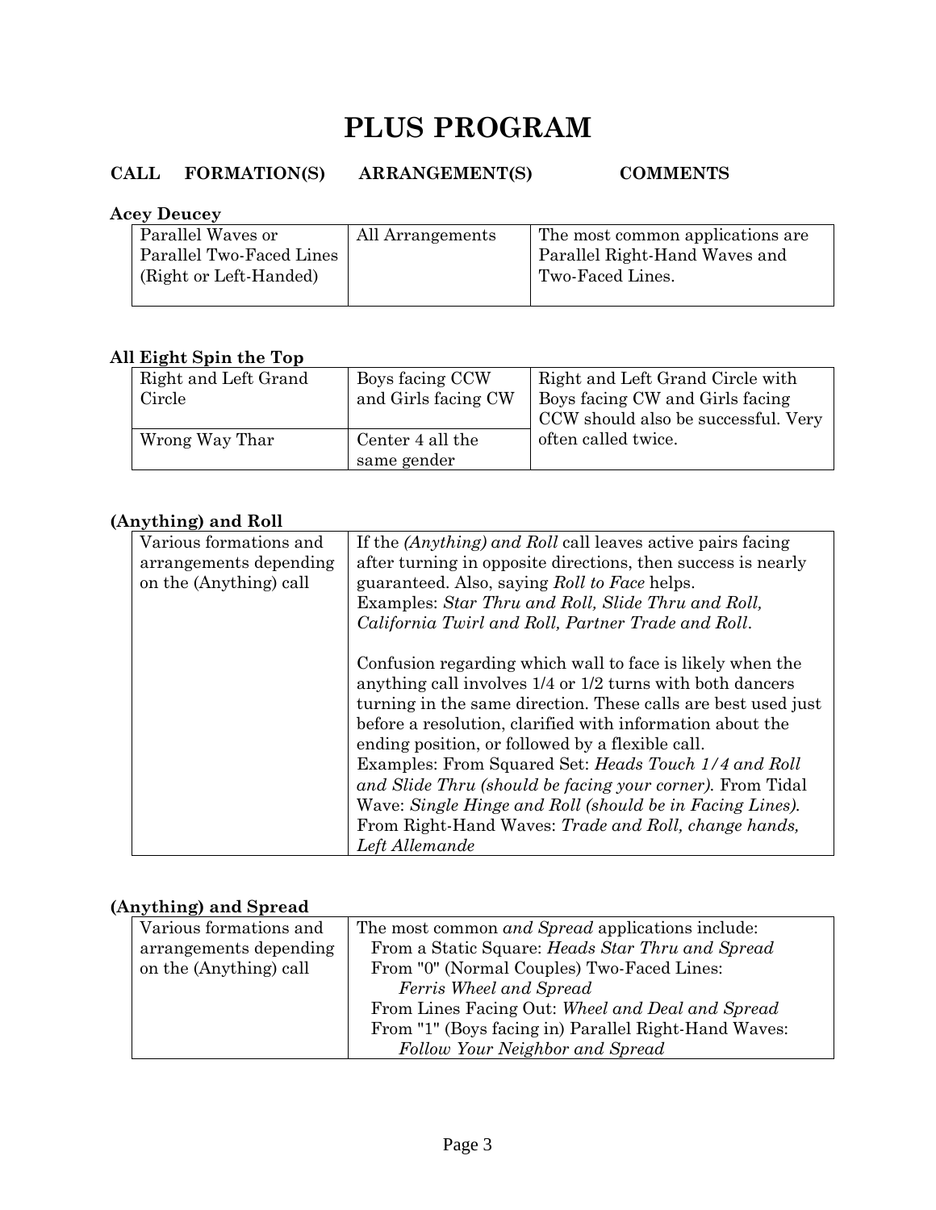# PLUS PROGRAM

**CALL FORMATION(S) ARRANGEMENT(S) COMMENTS**

**Acey Deucey**

| Formation(s) | Arrangement(s) | Comments |
|---|---|---|
| Parallel Waves or Parallel Two-Faced Lines (Right or Left-Handed) | All Arrangements | The most common applications are Parallel Right-Hand Waves and Two-Faced Lines. |

**All Eight Spin the Top**

| Formation(s) | Arrangement(s) | Comments |
|---|---|---|
| Right and Left Grand Circle | Boys facing CCW and Girls facing CW | Right and Left Grand Circle with Boys facing CW and Girls facing CCW should also be successful. Very often called twice. |
| Wrong Way Thar | Center 4 all the same gender | |

**(Anything) and Roll**

| Formation(s) / Arrangement(s) | Comments |
|---|---|
| Various formations and arrangements depending on the (Anything) call | If the *(Anything) and Roll* call leaves active pairs facing after turning in opposite directions, then success is nearly guaranteed. Also, saying *Roll to Face* helps.<br>Examples: *Star Thru and Roll, Slide Thru and Roll, California Twirl and Roll, Partner Trade and Roll*.<br><br>Confusion regarding which wall to face is likely when the anything call involves 1/4 or 1/2 turns with both dancers turning in the same direction. These calls are best used just before a resolution, clarified with information about the ending position, or followed by a flexible call.<br>Examples: From Squared Set: *Heads Touch 1/4 and Roll and Slide Thru (should be facing your corner).* From Tidal Wave: *Single Hinge and Roll (should be in Facing Lines).* From Right-Hand Waves: *Trade and Roll, change hands, Left Allemande* |

**(Anything) and Spread**

| Formation(s) / Arrangement(s) | Comments |
|---|---|
| Various formations and arrangements depending on the (Anything) call | The most common *and Spread* applications include:<br>From a Static Square: *Heads Star Thru and Spread*<br>From "0" (Normal Couples) Two-Faced Lines: *Ferris Wheel and Spread*<br>From Lines Facing Out: *Wheel and Deal and Spread*<br>From "1" (Boys facing in) Parallel Right-Hand Waves: *Follow Your Neighbor and Spread* |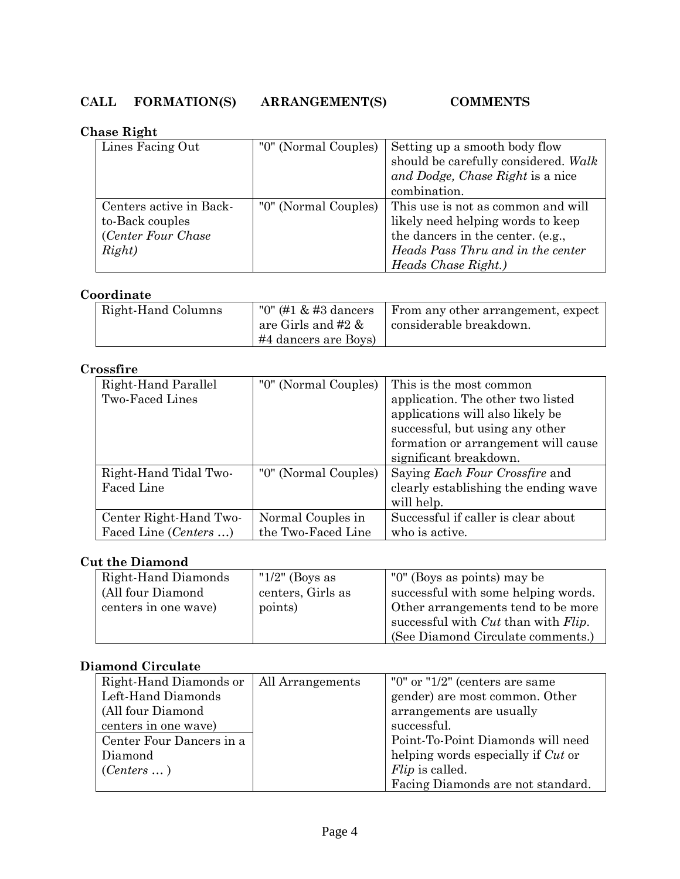**CALL FORMATION(S) ARRANGEMENT(S) COMMENTS**

**Chase Right**

| FORMATION(S) | ARRANGEMENT(S) | COMMENTS |
|---|---|---|
| Lines Facing Out | "0" (Normal Couples) | Setting up a smooth body flow should be carefully considered. *Walk and Dodge, Chase Right* is a nice combination. |
| Centers active in Back-to-Back couples (*Center Four Chase Right)* | "0" (Normal Couples) | This use is not as common and will likely need helping words to keep the dancers in the center. (e.g., *Heads Pass Thru and in the center Heads Chase Right.)* |

**Coordinate**

| FORMATION(S) | ARRANGEMENT(S) | COMMENTS |
|---|---|---|
| Right-Hand Columns | "0" (#1 & #3 dancers are Girls and #2 & #4 dancers are Boys) | From any other arrangement, expect considerable breakdown. |

**Crossfire**

| FORMATION(S) | ARRANGEMENT(S) | COMMENTS |
|---|---|---|
| Right-Hand Parallel Two-Faced Lines | "0" (Normal Couples) | This is the most common application. The other two listed applications will also likely be successful, but using any other formation or arrangement will cause significant breakdown. |
| Right-Hand Tidal Two-Faced Line | "0" (Normal Couples) | Saying *Each Four Crossfire* and clearly establishing the ending wave will help. |
| Center Right-Hand Two-Faced Line (*Centers …*) | Normal Couples in the Two-Faced Line | Successful if caller is clear about who is active. |

**Cut the Diamond**

| FORMATION(S) | ARRANGEMENT(S) | COMMENTS |
|---|---|---|
| Right-Hand Diamonds (All four Diamond centers in one wave) | "1/2" (Boys as centers, Girls as points) | "0" (Boys as points) may be successful with some helping words. Other arrangements tend to be more successful with *Cut* than with *Flip*. (See Diamond Circulate comments.) |

**Diamond Circulate**

| FORMATION(S) | ARRANGEMENT(S) | COMMENTS |
|---|---|---|
| Right-Hand Diamonds or Left-Hand Diamonds (All four Diamond centers in one wave) | All Arrangements | "0" or "1/2" (centers are same gender) are most common. Other arrangements are usually successful. |
| Center Four Dancers in a Diamond (*Centers …* ) | | Point-To-Point Diamonds will need helping words especially if *Cut* or *Flip* is called. Facing Diamonds are not standard. |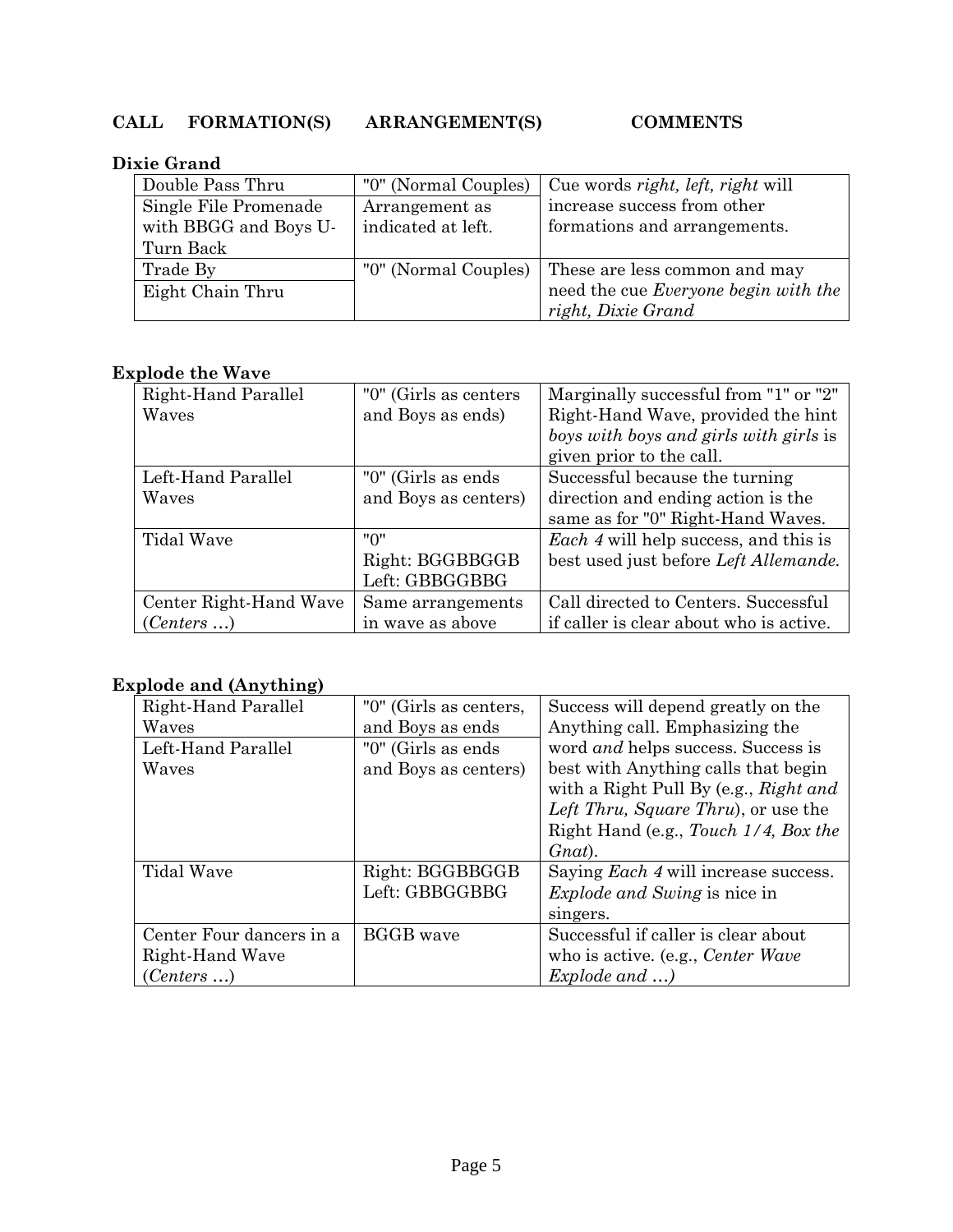**CALL FORMATION(S) ARRANGEMENT(S) COMMENTS**

**Dixie Grand**

| Formation | Arrangement | Comments |
|---|---|---|
| Double Pass Thru | "0" (Normal Couples) | Cue words *right, left, right* will increase success from other formations and arrangements. |
| Single File Promenade with BBGG and Boys U-Turn Back | Arrangement as indicated at left. | |
| Trade By | "0" (Normal Couples) | These are less common and may need the cue *Everyone begin with the right, Dixie Grand* |
| Eight Chain Thru | | |

**Explode the Wave**

| Formation | Arrangement | Comments |
|---|---|---|
| Right-Hand Parallel Waves | "0" (Girls as centers and Boys as ends) | Marginally successful from "1" or "2" Right-Hand Wave, provided the hint *boys with boys and girls with girls* is given prior to the call. |
| Left-Hand Parallel Waves | "0" (Girls as ends and Boys as centers) | Successful because the turning direction and ending action is the same as for "0" Right-Hand Waves. |
| Tidal Wave | "0" Right: BGGBBGGB Left: GBBGGBBG | *Each 4* will help success, and this is best used just before *Left Allemande.* |
| Center Right-Hand Wave (*Centers …*) | Same arrangements in wave as above | Call directed to Centers. Successful if caller is clear about who is active. |

**Explode and (Anything)**

| Formation | Arrangement | Comments |
|---|---|---|
| Right-Hand Parallel Waves | "0" (Girls as centers, and Boys as ends | Success will depend greatly on the Anything call. Emphasizing the word *and* helps success. Success is best with Anything calls that begin with a Right Pull By (e.g., *Right and Left Thru, Square Thru*), or use the Right Hand (e.g., *Touch 1/4, Box the Gnat*). |
| Left-Hand Parallel Waves | "0" (Girls as ends and Boys as centers) | |
| Tidal Wave | Right: BGGBBGGB Left: GBBGGBBG | Saying *Each 4* will increase success. *Explode and Swing* is nice in singers. |
| Center Four dancers in a Right-Hand Wave (*Centers …*) | BGGB wave | Successful if caller is clear about who is active. (e.g., *Center Wave Explode and …)* |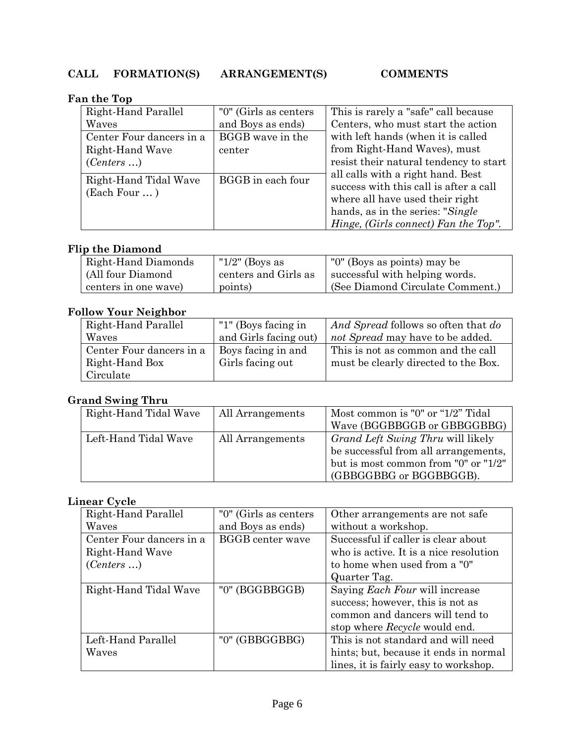**CALL FORMATION(S) ARRANGEMENT(S) COMMENTS**

**Fan the Top**

| Formation | Arrangement | Comments |
|---|---|---|
| Right-Hand Parallel Waves | "0" (Girls as centers and Boys as ends) | This is rarely a "safe" call because Centers, who must start the action with left hands (when it is called from Right-Hand Waves), must resist their natural tendency to start all calls with a right hand. Best success with this call is after a call where all have used their right hands, as in the series: "*Single Hinge, (Girls connect) Fan the Top".* |
| Center Four dancers in a Right-Hand Wave (*Centers …*) | BGGB wave in the center | |
| Right-Hand Tidal Wave (Each Four … ) | BGGB in each four | |

**Flip the Diamond**

| Formation | Arrangement | Comments |
|---|---|---|
| Right-Hand Diamonds (All four Diamond centers in one wave) | "1/2" (Boys as centers and Girls as points) | "0" (Boys as points) may be successful with helping words. (See Diamond Circulate Comment.) |

**Follow Your Neighbor**

| Formation | Arrangement | Comments |
|---|---|---|
| Right-Hand Parallel Waves | "1" (Boys facing in and Girls facing out) | *And Spread* follows so often that *do not Spread* may have to be added. |
| Center Four dancers in a Right-Hand Box Circulate | Boys facing in and Girls facing out | This is not as common and the call must be clearly directed to the Box. |

**Grand Swing Thru**

| Formation | Arrangement | Comments |
|---|---|---|
| Right-Hand Tidal Wave | All Arrangements | Most common is "0" or "1/2" Tidal Wave (BGGBBGGB or GBBGGBBG) |
| Left-Hand Tidal Wave | All Arrangements | *Grand Left Swing Thru* will likely be successful from all arrangements, but is most common from "0" or "1/2" (GBBGGBBG or BGGBBGGB). |

**Linear Cycle**

| Formation | Arrangement | Comments |
|---|---|---|
| Right-Hand Parallel Waves | "0" (Girls as centers and Boys as ends) | Other arrangements are not safe without a workshop. |
| Center Four dancers in a Right-Hand Wave (*Centers …*) | BGGB center wave | Successful if caller is clear about who is active. It is a nice resolution to home when used from a "0" Quarter Tag. |
| Right-Hand Tidal Wave | "0" (BGGBBGGB) | Saying *Each Four* will increase success; however, this is not as common and dancers will tend to stop where *Recycle* would end. |
| Left-Hand Parallel Waves | "0" (GBBGGBBG) | This is not standard and will need hints; but, because it ends in normal lines, it is fairly easy to workshop. |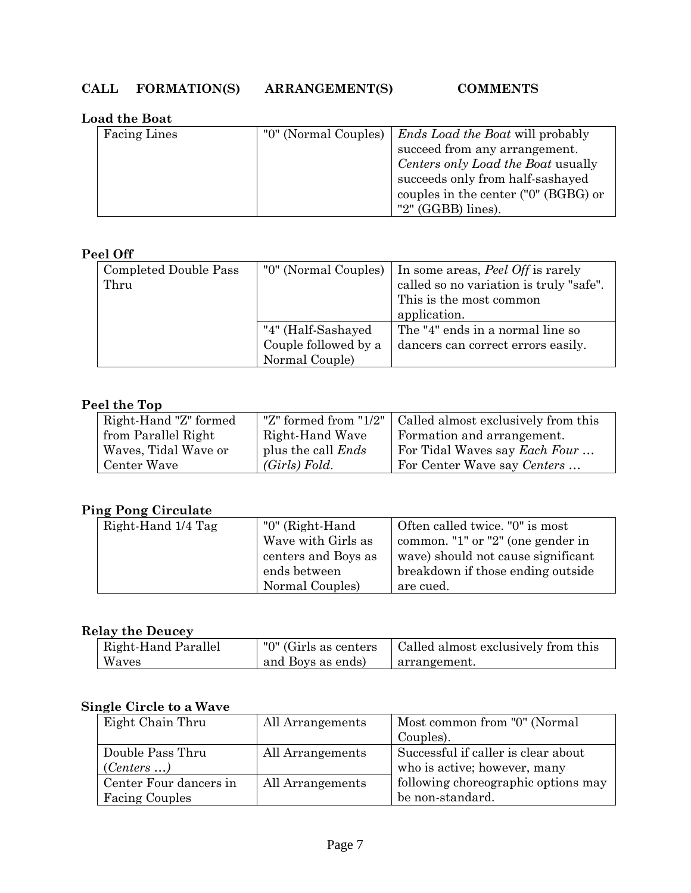**CALL FORMATION(S) ARRANGEMENT(S) COMMENTS**

**Load the Boat**

| FORMATION(S) | ARRANGEMENT(S) | COMMENTS |
|---|---|---|
| Facing Lines | "0" (Normal Couples) | *Ends Load the Boat* will probably succeed from any arrangement. *Centers only Load the Boat* usually succeeds only from half-sashayed couples in the center ("0" (BGBG) or "2" (GGBB) lines). |

**Peel Off**

| FORMATION(S) | ARRANGEMENT(S) | COMMENTS |
|---|---|---|
| Completed Double Pass Thru | "0" (Normal Couples) | In some areas, *Peel Off* is rarely called so no variation is truly "safe". This is the most common application. |
| | "4" (Half-Sashayed Couple followed by a Normal Couple) | The "4" ends in a normal line so dancers can correct errors easily. |

**Peel the Top**

| FORMATION(S) | ARRANGEMENT(S) | COMMENTS |
|---|---|---|
| Right-Hand "Z" formed from Parallel Right Waves, Tidal Wave or Center Wave | "Z" formed from "1/2" Right-Hand Wave plus the call *Ends (Girls) Fold*. | Called almost exclusively from this Formation and arrangement. For Tidal Waves say *Each Four …* For Center Wave say *Centers …* |

**Ping Pong Circulate**

| FORMATION(S) | ARRANGEMENT(S) | COMMENTS |
|---|---|---|
| Right-Hand 1/4 Tag | "0" (Right-Hand Wave with Girls as centers and Boys as ends between Normal Couples) | Often called twice. "0" is most common. "1" or "2" (one gender in wave) should not cause significant breakdown if those ending outside are cued. |

**Relay the Deucey**

| FORMATION(S) | ARRANGEMENT(S) | COMMENTS |
|---|---|---|
| Right-Hand Parallel Waves | "0" (Girls as centers and Boys as ends) | Called almost exclusively from this arrangement. |

**Single Circle to a Wave**

| FORMATION(S) | ARRANGEMENT(S) | COMMENTS |
|---|---|---|
| Eight Chain Thru | All Arrangements | Most common from "0" (Normal Couples). |
| Double Pass Thru (*Centers …*) | All Arrangements | Successful if caller is clear about who is active; however, many following choreographic options may be non-standard. |
| Center Four dancers in Facing Couples | All Arrangements | |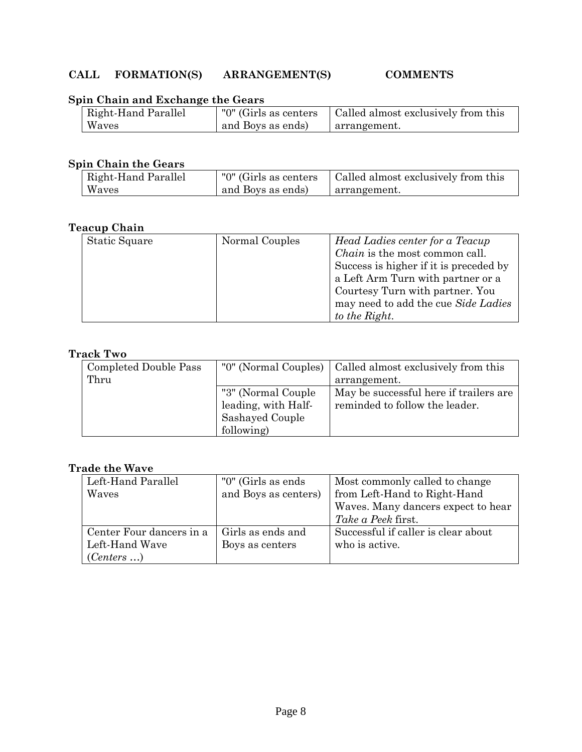**CALL FORMATION(S) ARRANGEMENT(S) COMMENTS**

**Spin Chain and Exchange the Gears**

| Formation | Arrangement | Comments |
| --- | --- | --- |
| Right-Hand Parallel Waves | "0" (Girls as centers and Boys as ends) | Called almost exclusively from this arrangement. |

**Spin Chain the Gears**

| Formation | Arrangement | Comments |
| --- | --- | --- |
| Right-Hand Parallel Waves | "0" (Girls as centers and Boys as ends) | Called almost exclusively from this arrangement. |

**Teacup Chain**

| Formation | Arrangement | Comments |
| --- | --- | --- |
| Static Square | Normal Couples | *Head Ladies center for a Teacup Chain* is the most common call. Success is higher if it is preceded by a Left Arm Turn with partner or a Courtesy Turn with partner. You may need to add the cue *Side Ladies to the Right*. |

**Track Two**

| Formation | Arrangement | Comments |
| --- | --- | --- |
| Completed Double Pass Thru | "0" (Normal Couples) | Called almost exclusively from this arrangement. |
| | "3" (Normal Couple leading, with Half-Sashayed Couple following) | May be successful here if trailers are reminded to follow the leader. |

**Trade the Wave**

| Formation | Arrangement | Comments |
| --- | --- | --- |
| Left-Hand Parallel Waves | "0" (Girls as ends and Boys as centers) | Most commonly called to change from Left-Hand to Right-Hand Waves. Many dancers expect to hear *Take a Peek* first. |
| Center Four dancers in a Left-Hand Wave (*Centers …*) | Girls as ends and Boys as centers | Successful if caller is clear about who is active. |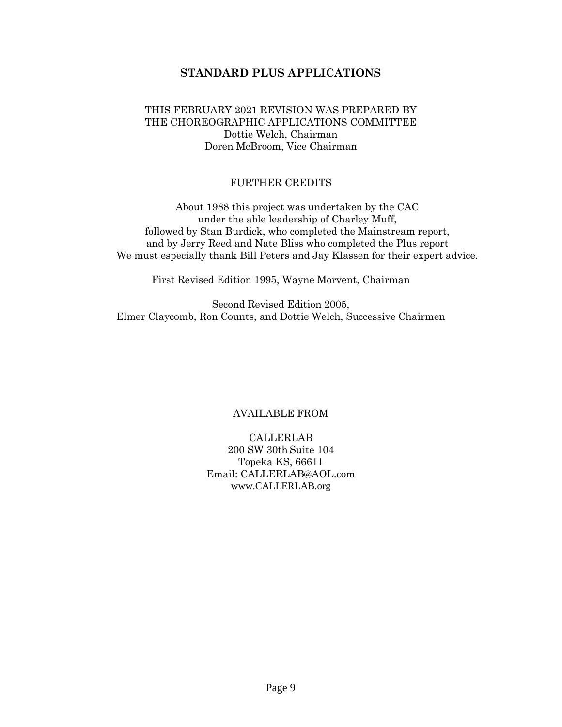# STANDARD PLUS APPLICATIONS

THIS FEBRUARY 2021 REVISION WAS PREPARED BY
THE CHOREOGRAPHIC APPLICATIONS COMMITTEE
Dottie Welch, Chairman
Doren McBroom, Vice Chairman

FURTHER CREDITS

About 1988 this project was undertaken by the CAC
under the able leadership of Charley Muff,
followed by Stan Burdick, who completed the Mainstream report,
and by Jerry Reed and Nate Bliss who completed the Plus report
We must especially thank Bill Peters and Jay Klassen for their expert advice.

First Revised Edition 1995, Wayne Morvent, Chairman

Second Revised Edition 2005,
Elmer Claycomb, Ron Counts, and Dottie Welch, Successive Chairmen

AVAILABLE FROM

CALLERLAB
200 SW 30th Suite 104
Topeka KS, 66611
Email: CALLERLAB@AOL.com
www.CALLERLAB.org